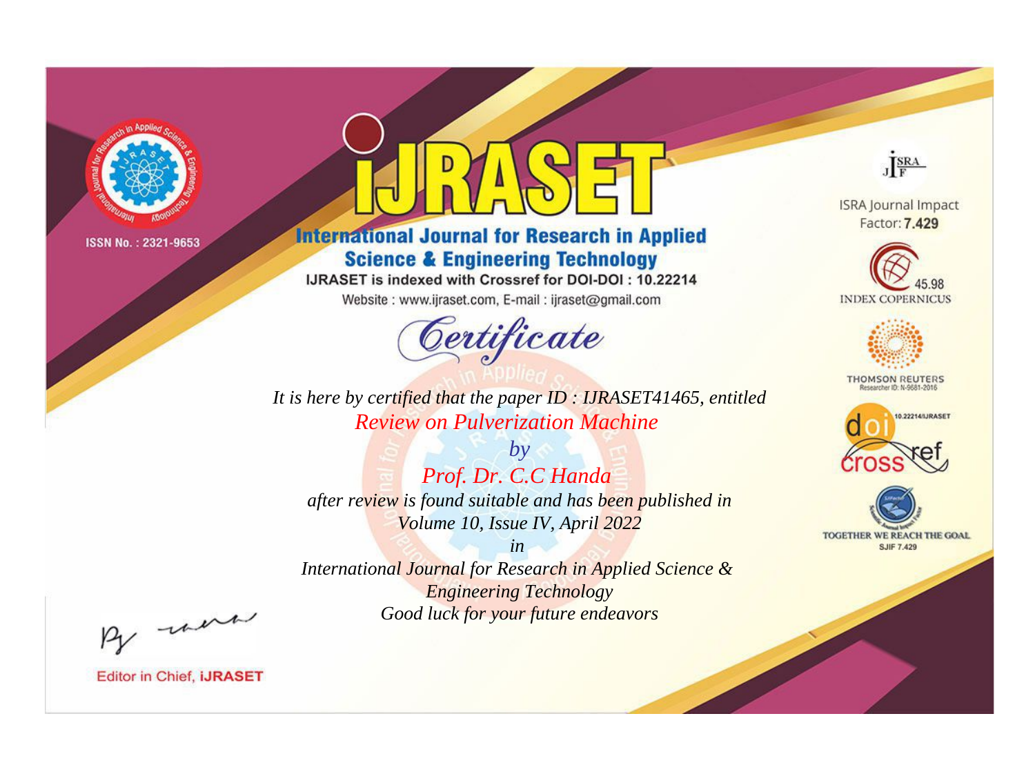ISSN No. : 2321-9653

# iJRASET

## International Journal for Research in Applied Science & Engineering Technology

IJRASET is indexed with Crossref for DOI-DOI : 10.22214

Website : www.ijraset.com, E-mail : ijraset@gmail.com

ISRA Journal Impact Factor: **7.429**

45.98 INDEX COPERNICUS

THOMSON REUTERS Researcher ID: N-9681-2016

10.22214/IJRASET

TOGETHER WE REACH THE GOAL SJIF 7.429

# *Certificate*

*It is here by certified that the paper ID : IJRASET41465, entitled*

*Review on Pulverization Machine*

*by*

*Prof. Dr. C.C Handa*

*after review is found suitable and has been published in*

*Volume 10, Issue IV, April 2022*

*in*

*International Journal for Research in Applied Science & Engineering Technology*

*Good luck for your future endeavors*

Editor in Chief, **iJRASET**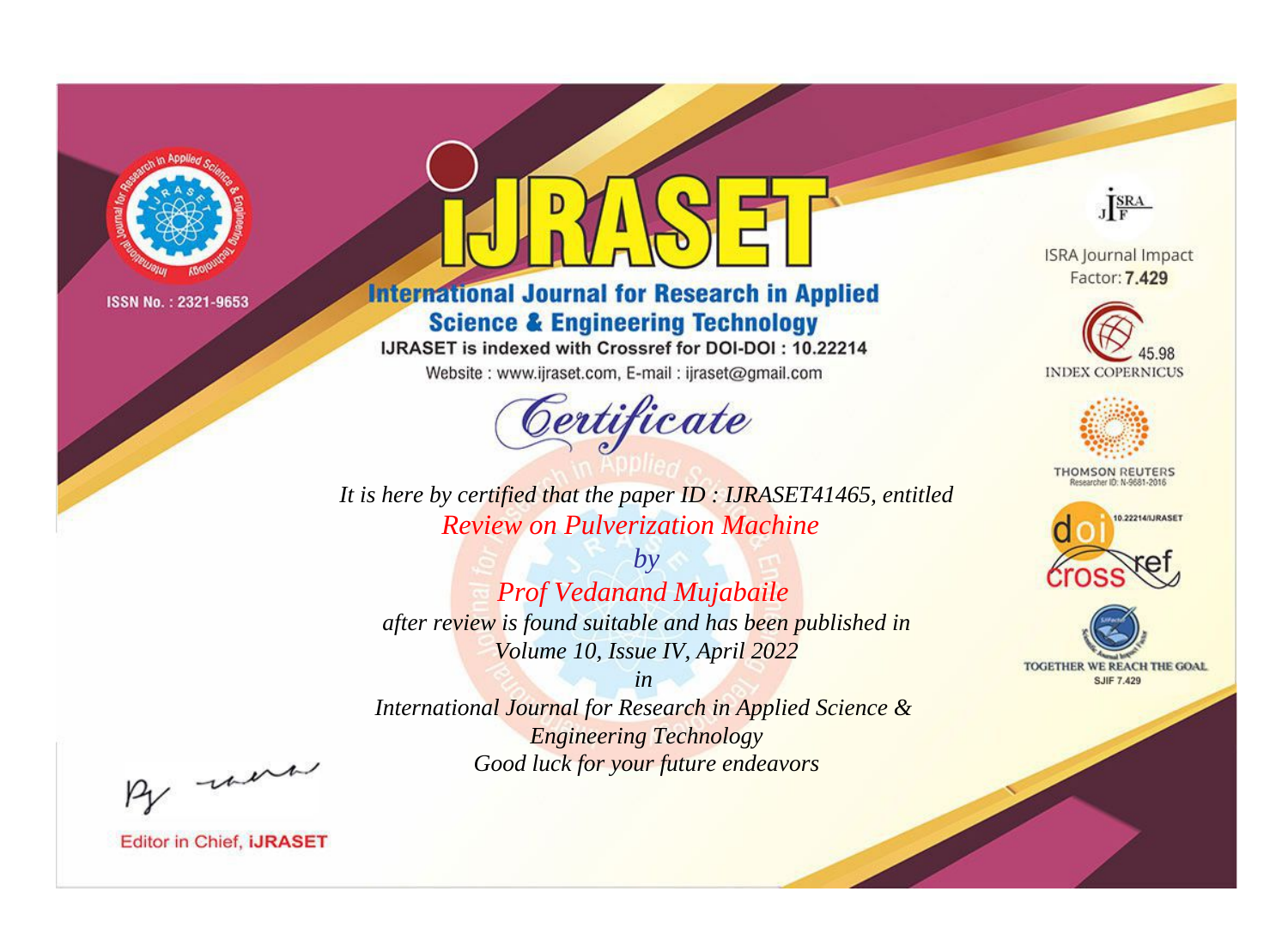ISSN No. : 2321-9653

# IJRASET

## International Journal for Research in Applied Science & Engineering Technology

IJRASET is indexed with Crossref for DOI-DOI : 10.22214

Website : www.ijraset.com, E-mail : ijraset@gmail.com

# Certificate

*It is here by certified that the paper ID : IJRASET41465, entitled*

*Review on Pulverization Machine*

*by*

*Prof Vedanand Mujabaile*

*after review is found suitable and has been published in*

*Volume 10, Issue IV, April 2022*

*in*

*International Journal for Research in Applied Science & Engineering Technology*

*Good luck for your future endeavors*

ISRA Journal Impact Factor: **7.429**

45.98 INDEX COPERNICUS

THOMSON REUTERS Researcher ID: N-9681-2016

10.22214/IJRASET

TOGETHER WE REACH THE GOAL SJIF 7.429

Editor in Chief, **iJRASET**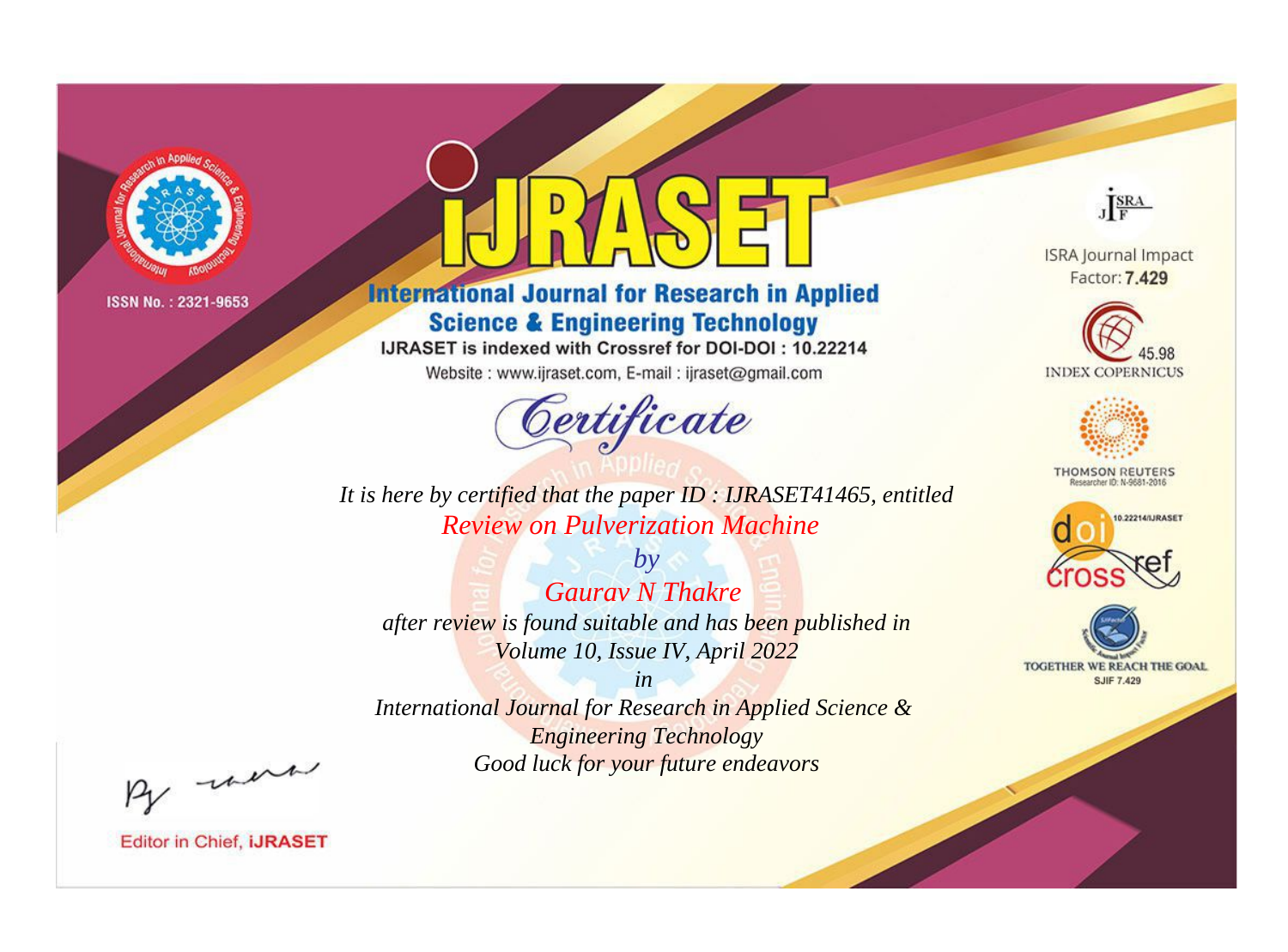ISSN No. : 2321-9653

# iJRASET

## International Journal for Research in Applied Science & Engineering Technology

IJRASET is indexed with Crossref for DOI-DOI : 10.22214

Website : www.ijraset.com, E-mail : ijraset@gmail.com

*Certificate*

*It is here by certified that the paper ID : IJRASET41465, entitled*

*Review on Pulverization Machine*

*by*

*Gaurav N Thakre*

*after review is found suitable and has been published in*

*Volume 10, Issue IV, April 2022*

*in*

*International Journal for Research in Applied Science & Engineering Technology*

*Good luck for your future endeavors*

ISRA Journal Impact Factor: **7.429**

45.98 INDEX COPERNICUS

THOMSON REUTERS Researcher ID: N-9681-2016

10.22214/IJRASET

TOGETHER WE REACH THE GOAL SJIF 7.429

Editor in Chief, **iJRASET**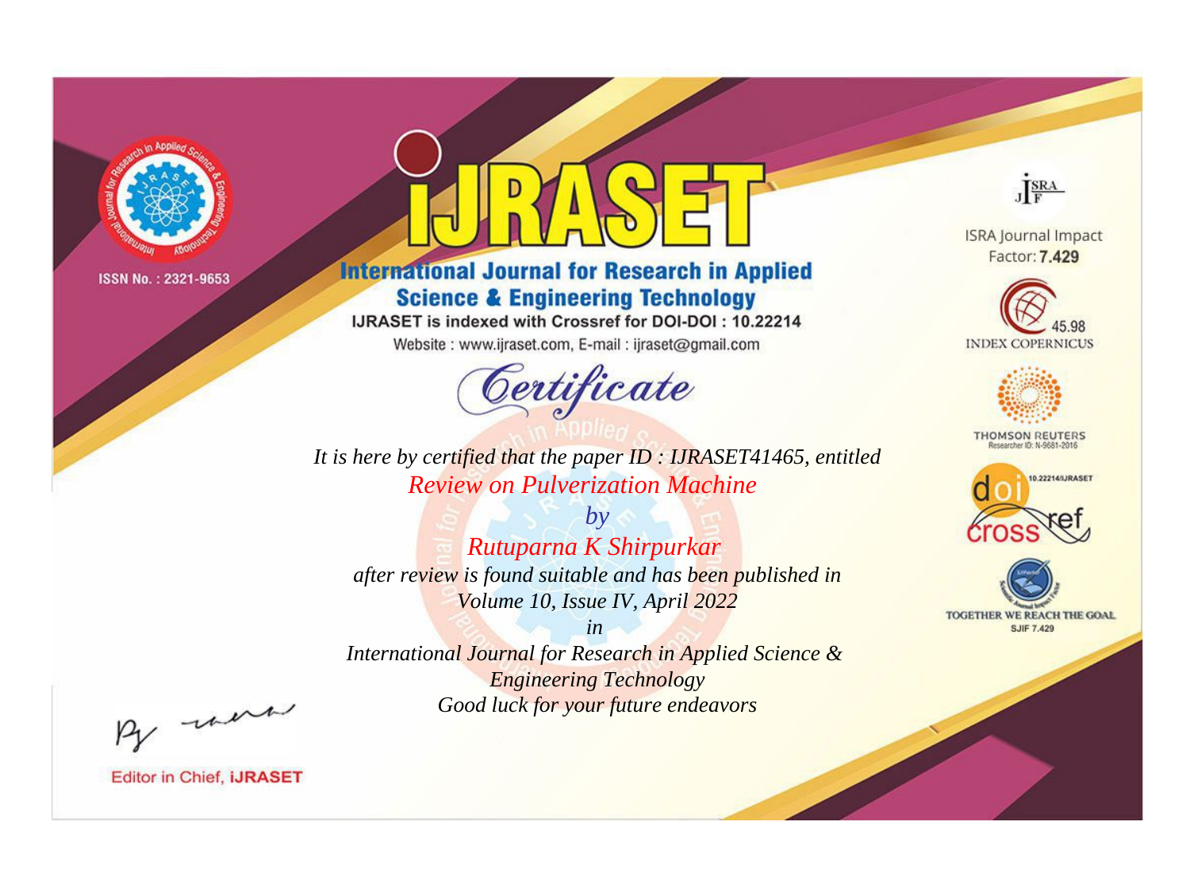ISSN No. : 2321-9653

# iJRASET

## International Journal for Research in Applied Science & Engineering Technology

IJRASET is indexed with Crossref for DOI-DOI : 10.22214

Website : www.ijraset.com, E-mail : ijraset@gmail.com

# Certificate

*It is here by certified that the paper ID : IJRASET41465, entitled*

*Review on Pulverization Machine*

*by*

*Rutuparna K Shirpurkar*

*after review is found suitable and has been published in*

*Volume 10, Issue IV, April 2022*

*in*

*International Journal for Research in Applied Science & Engineering Technology*

*Good luck for your future endeavors*

Editor in Chief, iJRASET

ISRA Journal Impact Factor: **7.429**

45.98 INDEX COPERNICUS

THOMSON REUTERS Researcher ID: N-9681-2016

10.22214/IJRASET

TOGETHER WE REACH THE GOAL SJIF 7.429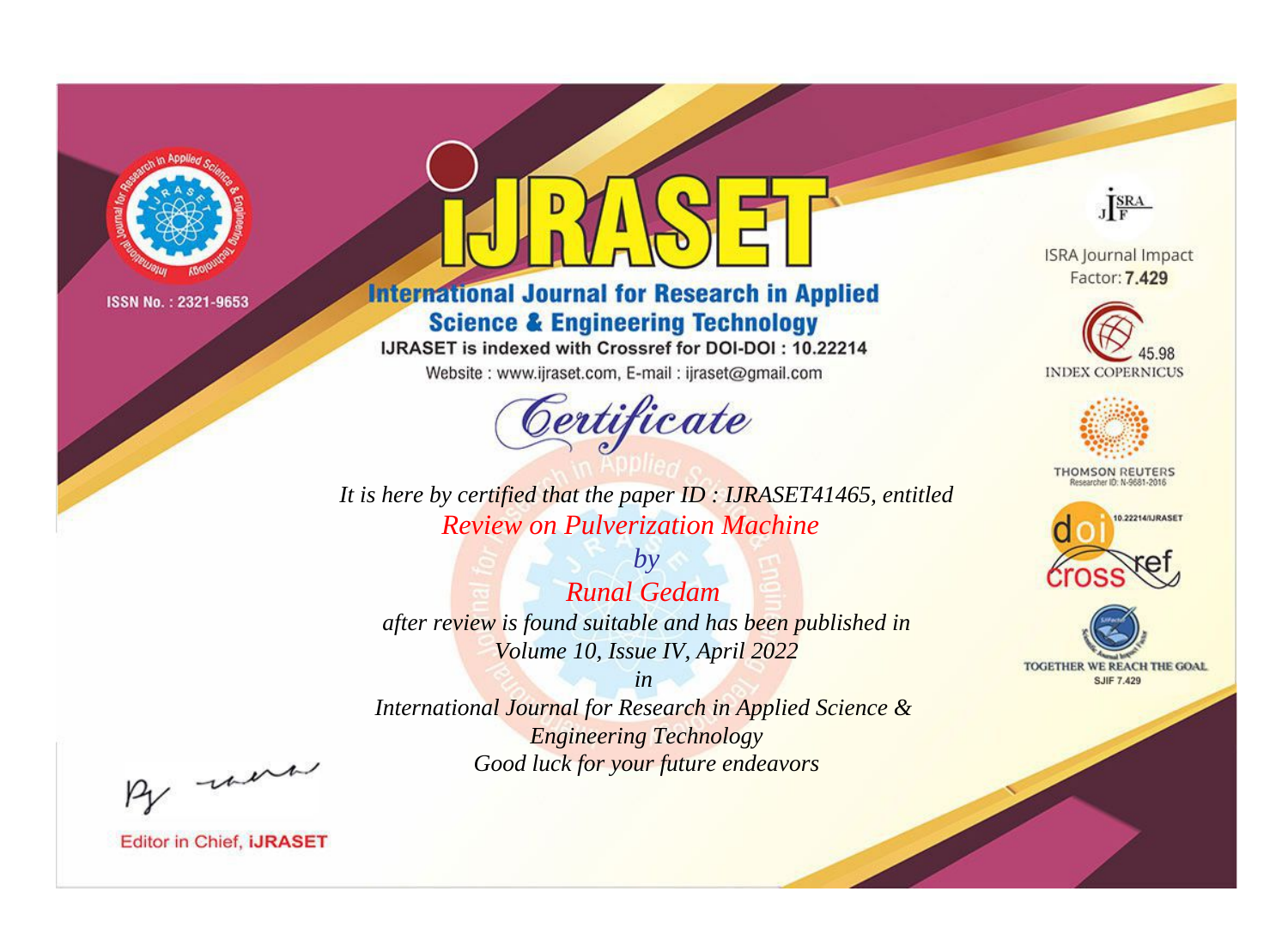ISSN No. : 2321-9653

# iJRASET

## International Journal for Research in Applied Science & Engineering Technology

IJRASET is indexed with Crossref for DOI-DOI : 10.22214

Website : www.ijraset.com, E-mail : ijraset@gmail.com

# Certificate

*It is here by certified that the paper ID : IJRASET41465, entitled*

*Review on Pulverization Machine*

*by*

*Runal Gedam*

*after review is found suitable and has been published in*

*Volume 10, Issue IV, April 2022*

*in*

*International Journal for Research in Applied Science & Engineering Technology*

*Good luck for your future endeavors*

ISRA Journal Impact Factor: **7.429**

45.98 INDEX COPERNICUS

THOMSON REUTERS Researcher ID: N-9681-2016

10.22214/IJRASET

TOGETHER WE REACH THE GOAL SJIF 7.429

Editor in Chief, **iJRASET**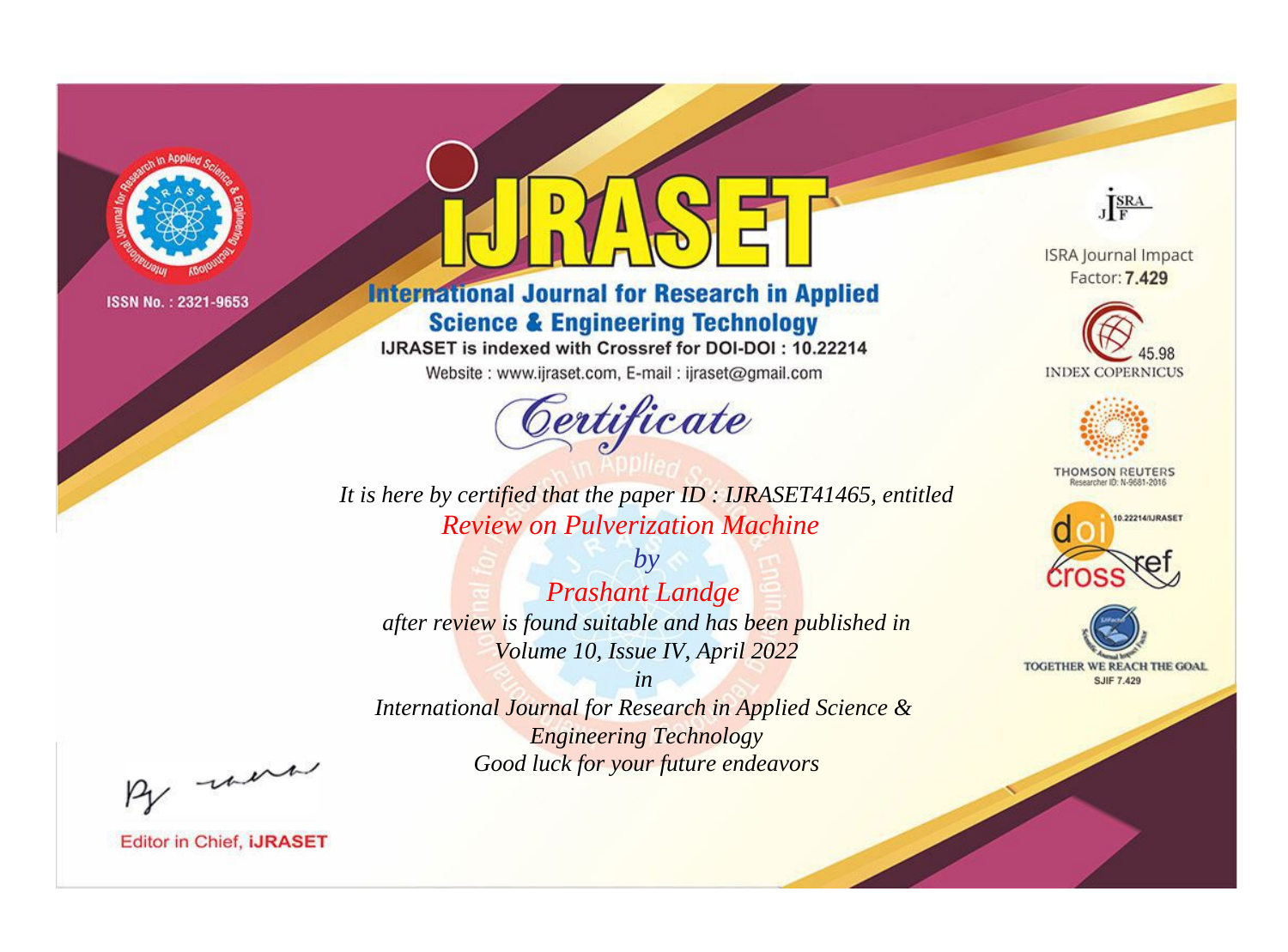ISSN No. : 2321-9653

# iJRASET

## International Journal for Research in Applied Science & Engineering Technology

IJRASET is indexed with Crossref for DOI-DOI : 10.22214

Website : www.ijraset.com, E-mail : ijraset@gmail.com

*Certificate*

*It is here by certified that the paper ID : IJRASET41465, entitled*

*Review on Pulverization Machine*

*by*

*Prashant Landge*

*after review is found suitable and has been published in*

*Volume 10, Issue IV, April 2022*

*in*

*International Journal for Research in Applied Science & Engineering Technology*

*Good luck for your future endeavors*

ISRA Journal Impact Factor: **7.429**

45.98 INDEX COPERNICUS

THOMSON REUTERS Researcher ID: N-9681-2016

10.22214/IJRASET

TOGETHER WE REACH THE GOAL SJIF 7.429

Editor in Chief, **iJRASET**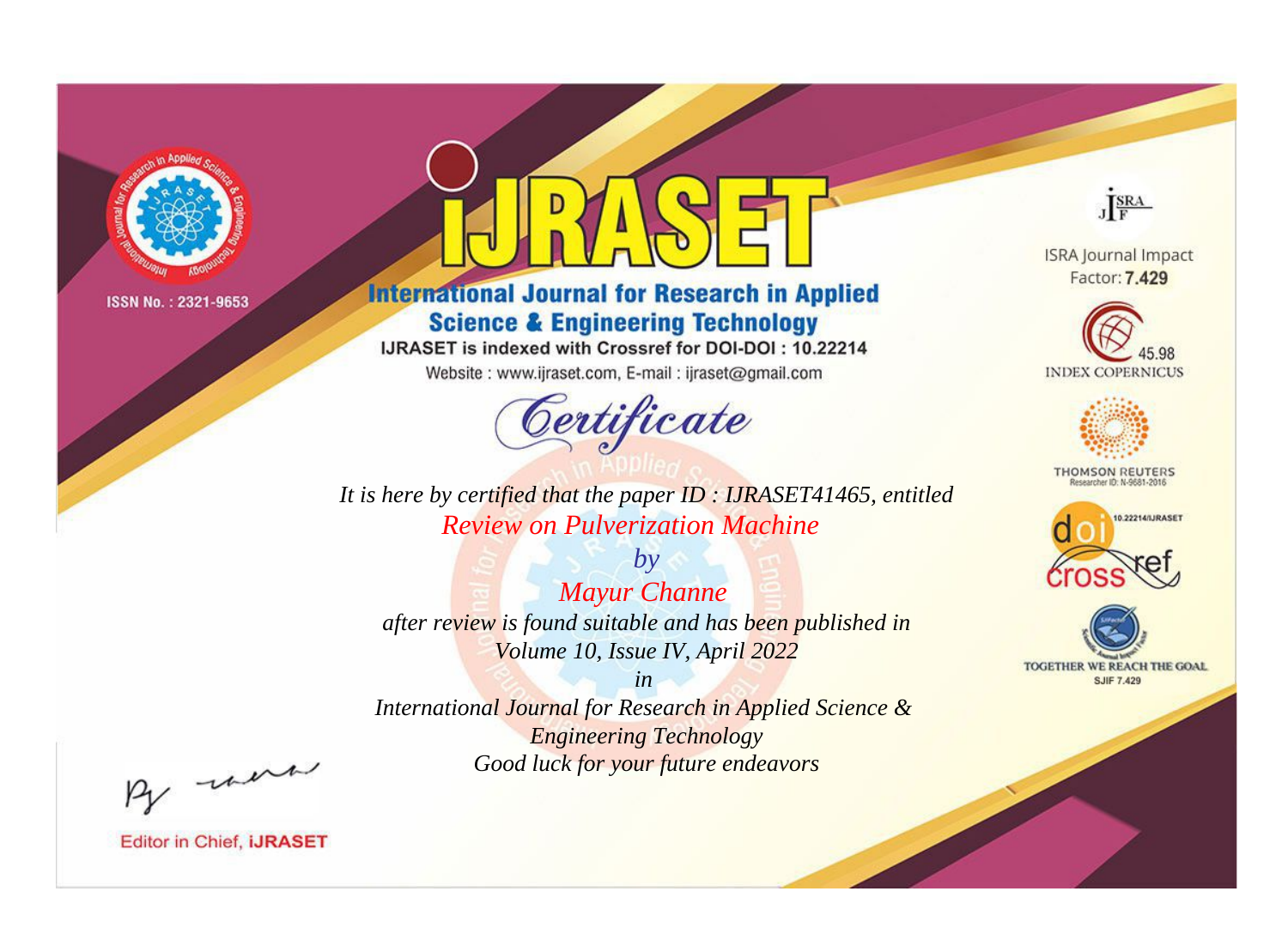ISSN No. : 2321-9653

# IJRASET

## International Journal for Research in Applied Science & Engineering Technology

IJRASET is indexed with Crossref for DOI-DOI : 10.22214

Website : www.ijraset.com, E-mail : ijraset@gmail.com

*Certificate*

*It is here by certified that the paper ID : IJRASET41465, entitled*

*Review on Pulverization Machine*

*by*

*Mayur Channe*

*after review is found suitable and has been published in*

*Volume 10, Issue IV, April 2022*

*in*

*International Journal for Research in Applied Science & Engineering Technology*

*Good luck for your future endeavors*

ISRA Journal Impact Factor: **7.429**

45.98 INDEX COPERNICUS

THOMSON REUTERS Researcher ID: N-9681-2016

10.22214/IJRASET

TOGETHER WE REACH THE GOAL SJIF 7.429

Editor in Chief, **iJRASET**